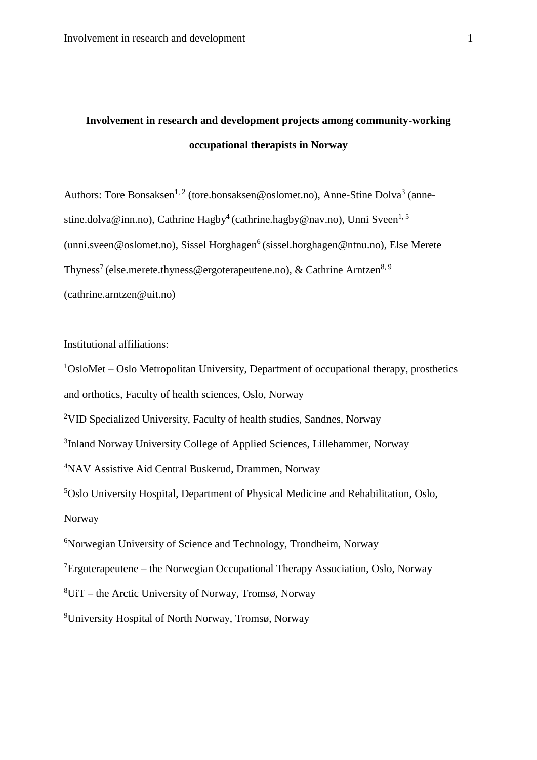# Involvement in research and development projects among community-working occupational therapists in Norway

Authors: Tore Bonsaksen[1, 2] (tore.bonsaksen@oslomet.no), Anne-Stine Dolva[3] (anne-stine.dolva@inn.no), Cathrine Hagby[4] (cathrine.hagby@nav.no), Unni Sveen[1, 5] (unni.sveen@oslomet.no), Sissel Horghagen[6] (sissel.horghagen@ntnu.no), Else Merete Thyness[7] (else.merete.thyness@ergoterapeutene.no), & Cathrine Arntzen[8, 9] (cathrine.arntzen@uit.no)

Institutional affiliations:

[1]OsloMet – Oslo Metropolitan University, Department of occupational therapy, prosthetics and orthotics, Faculty of health sciences, Oslo, Norway

[2]VID Specialized University, Faculty of health studies, Sandnes, Norway

[3]Inland Norway University College of Applied Sciences, Lillehammer, Norway

[4]NAV Assistive Aid Central Buskerud, Drammen, Norway

[5]Oslo University Hospital, Department of Physical Medicine and Rehabilitation, Oslo, Norway

[6]Norwegian University of Science and Technology, Trondheim, Norway

[7]Ergoterapeutene – the Norwegian Occupational Therapy Association, Oslo, Norway

[8]UiT – the Arctic University of Norway, Tromsø, Norway

[9]University Hospital of North Norway, Tromsø, Norway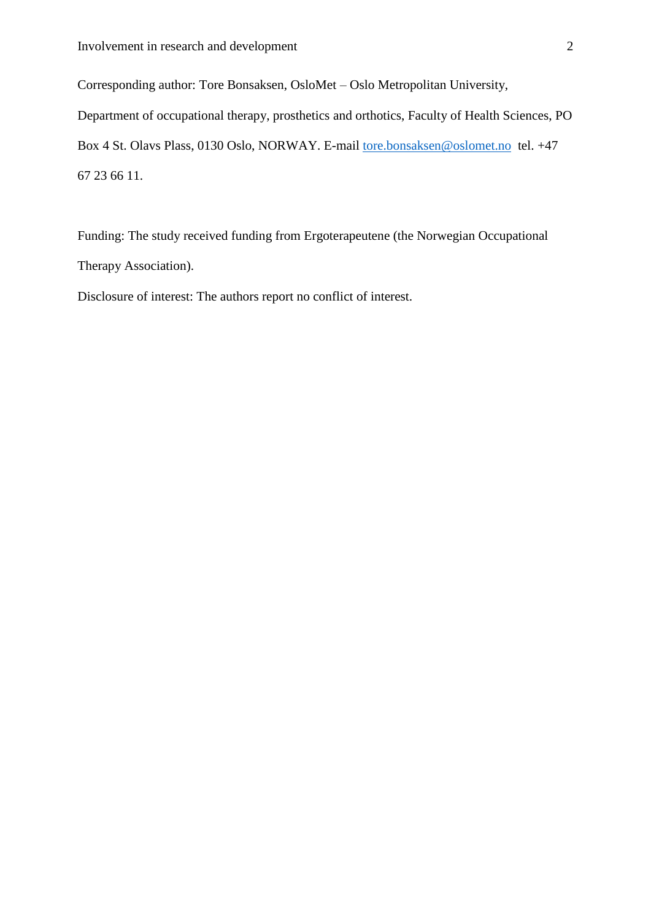Corresponding author: Tore Bonsaksen, OsloMet – Oslo Metropolitan University, Department of occupational therapy, prosthetics and orthotics, Faculty of Health Sciences, PO Box 4 St. Olavs Plass, 0130 Oslo, NORWAY. E-mail tore.bonsaksen@oslomet.no tel. +47 67 23 66 11.

Funding: The study received funding from Ergoterapeutene (the Norwegian Occupational Therapy Association).

Disclosure of interest: The authors report no conflict of interest.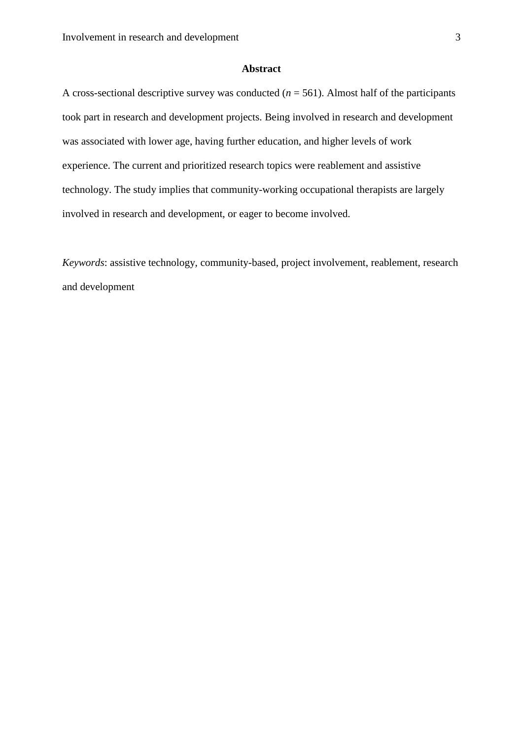## Abstract

A cross-sectional descriptive survey was conducted (*n* = 561). Almost half of the participants took part in research and development projects. Being involved in research and development was associated with lower age, having further education, and higher levels of work experience. The current and prioritized research topics were reablement and assistive technology. The study implies that community-working occupational therapists are largely involved in research and development, or eager to become involved.

*Keywords*: assistive technology, community-based, project involvement, reablement, research and development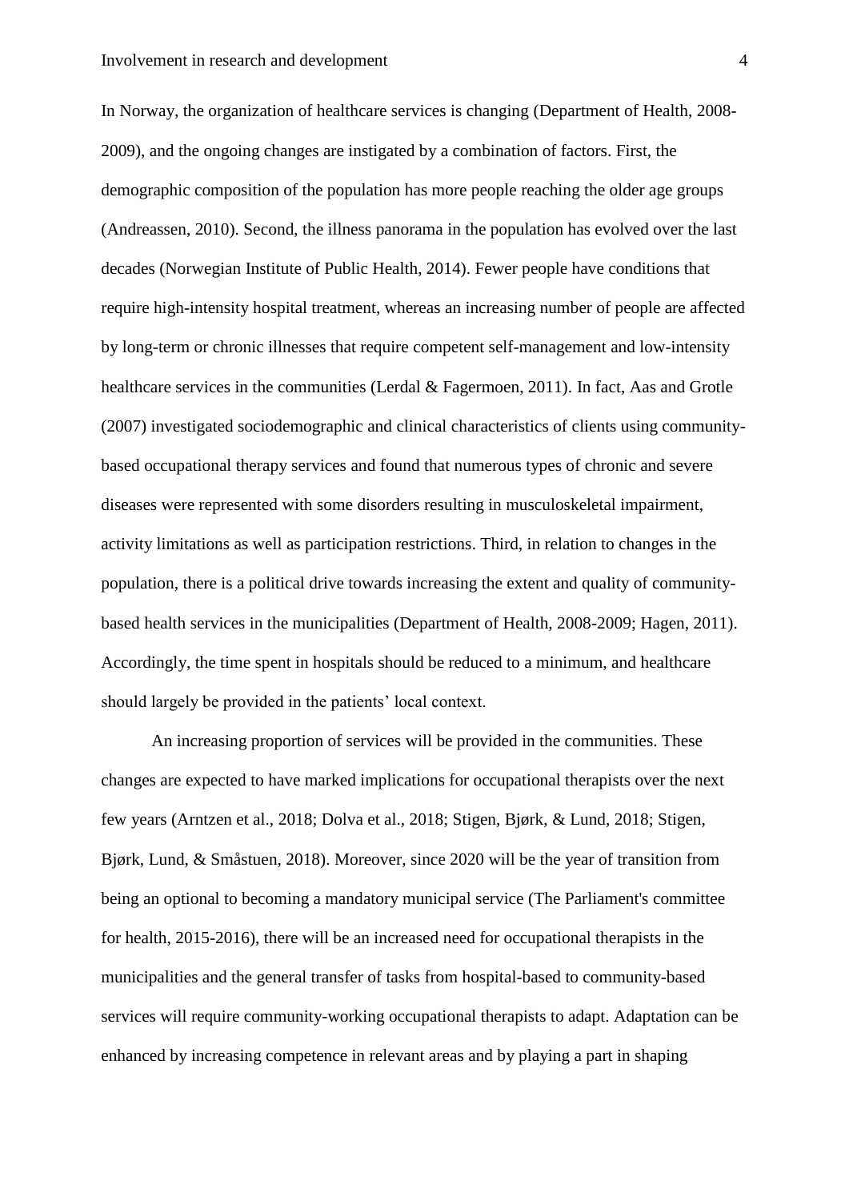In Norway, the organization of healthcare services is changing (Department of Health, 2008-2009), and the ongoing changes are instigated by a combination of factors. First, the demographic composition of the population has more people reaching the older age groups (Andreassen, 2010). Second, the illness panorama in the population has evolved over the last decades (Norwegian Institute of Public Health, 2014). Fewer people have conditions that require high-intensity hospital treatment, whereas an increasing number of people are affected by long-term or chronic illnesses that require competent self-management and low-intensity healthcare services in the communities (Lerdal & Fagermoen, 2011). In fact, Aas and Grotle (2007) investigated sociodemographic and clinical characteristics of clients using community-based occupational therapy services and found that numerous types of chronic and severe diseases were represented with some disorders resulting in musculoskeletal impairment, activity limitations as well as participation restrictions. Third, in relation to changes in the population, there is a political drive towards increasing the extent and quality of community-based health services in the municipalities (Department of Health, 2008-2009; Hagen, 2011). Accordingly, the time spent in hospitals should be reduced to a minimum, and healthcare should largely be provided in the patients' local context.

An increasing proportion of services will be provided in the communities. These changes are expected to have marked implications for occupational therapists over the next few years (Arntzen et al., 2018; Dolva et al., 2018; Stigen, Bjørk, & Lund, 2018; Stigen, Bjørk, Lund, & Småstuen, 2018). Moreover, since 2020 will be the year of transition from being an optional to becoming a mandatory municipal service (The Parliament's committee for health, 2015-2016), there will be an increased need for occupational therapists in the municipalities and the general transfer of tasks from hospital-based to community-based services will require community-working occupational therapists to adapt. Adaptation can be enhanced by increasing competence in relevant areas and by playing a part in shaping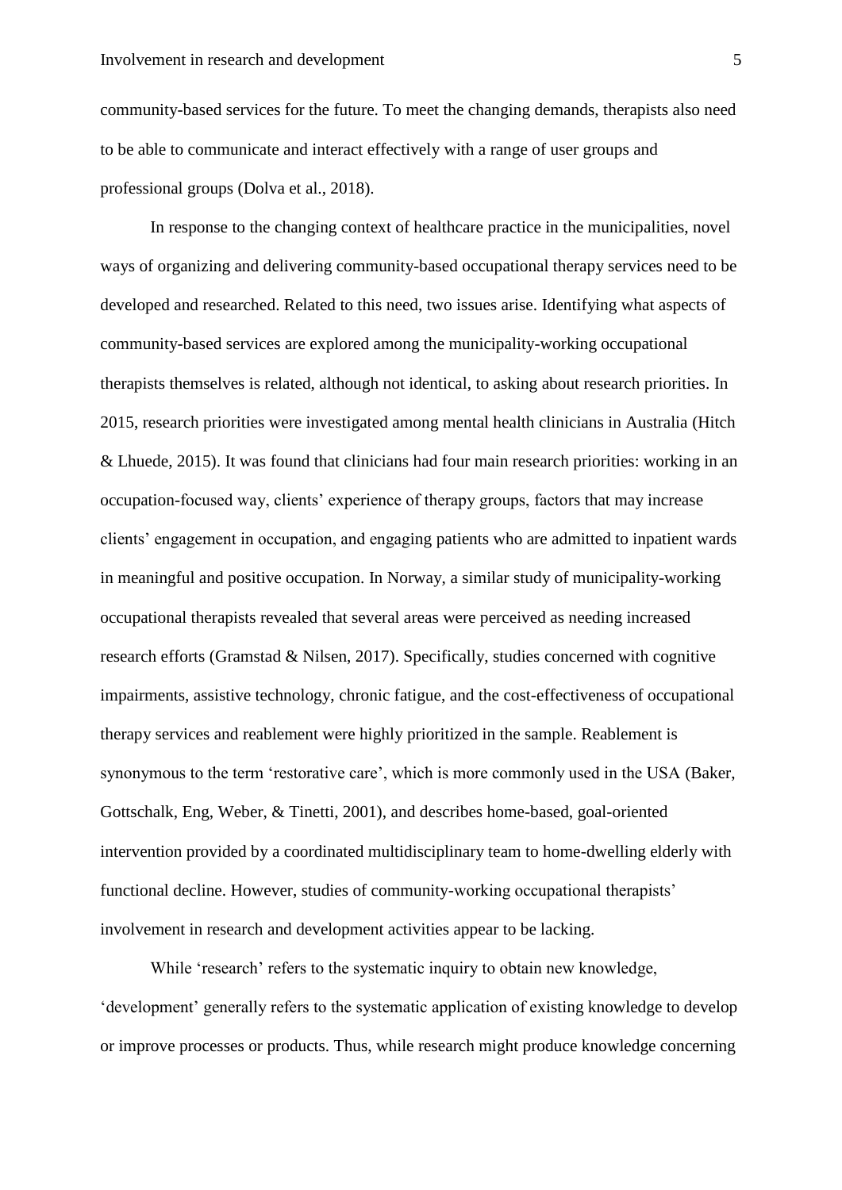community-based services for the future. To meet the changing demands, therapists also need to be able to communicate and interact effectively with a range of user groups and professional groups (Dolva et al., 2018).

In response to the changing context of healthcare practice in the municipalities, novel ways of organizing and delivering community-based occupational therapy services need to be developed and researched. Related to this need, two issues arise. Identifying what aspects of community-based services are explored among the municipality-working occupational therapists themselves is related, although not identical, to asking about research priorities. In 2015, research priorities were investigated among mental health clinicians in Australia (Hitch & Lhuede, 2015). It was found that clinicians had four main research priorities: working in an occupation-focused way, clients' experience of therapy groups, factors that may increase clients' engagement in occupation, and engaging patients who are admitted to inpatient wards in meaningful and positive occupation. In Norway, a similar study of municipality-working occupational therapists revealed that several areas were perceived as needing increased research efforts (Gramstad & Nilsen, 2017). Specifically, studies concerned with cognitive impairments, assistive technology, chronic fatigue, and the cost-effectiveness of occupational therapy services and reablement were highly prioritized in the sample. Reablement is synonymous to the term 'restorative care', which is more commonly used in the USA (Baker, Gottschalk, Eng, Weber, & Tinetti, 2001), and describes home-based, goal-oriented intervention provided by a coordinated multidisciplinary team to home-dwelling elderly with functional decline. However, studies of community-working occupational therapists' involvement in research and development activities appear to be lacking.

While 'research' refers to the systematic inquiry to obtain new knowledge, 'development' generally refers to the systematic application of existing knowledge to develop or improve processes or products. Thus, while research might produce knowledge concerning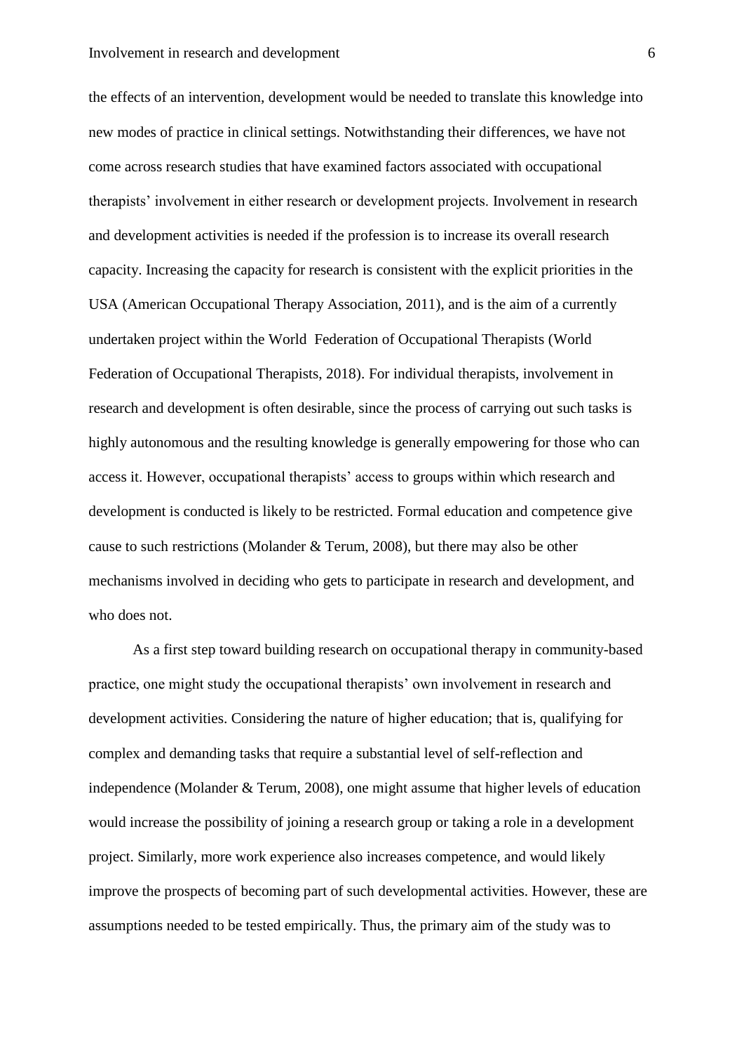the effects of an intervention, development would be needed to translate this knowledge into new modes of practice in clinical settings. Notwithstanding their differences, we have not come across research studies that have examined factors associated with occupational therapists' involvement in either research or development projects. Involvement in research and development activities is needed if the profession is to increase its overall research capacity. Increasing the capacity for research is consistent with the explicit priorities in the USA (American Occupational Therapy Association, 2011), and is the aim of a currently undertaken project within the World Federation of Occupational Therapists (World Federation of Occupational Therapists, 2018). For individual therapists, involvement in research and development is often desirable, since the process of carrying out such tasks is highly autonomous and the resulting knowledge is generally empowering for those who can access it. However, occupational therapists' access to groups within which research and development is conducted is likely to be restricted. Formal education and competence give cause to such restrictions (Molander & Terum, 2008), but there may also be other mechanisms involved in deciding who gets to participate in research and development, and who does not.

As a first step toward building research on occupational therapy in community-based practice, one might study the occupational therapists' own involvement in research and development activities. Considering the nature of higher education; that is, qualifying for complex and demanding tasks that require a substantial level of self-reflection and independence (Molander & Terum, 2008), one might assume that higher levels of education would increase the possibility of joining a research group or taking a role in a development project. Similarly, more work experience also increases competence, and would likely improve the prospects of becoming part of such developmental activities. However, these are assumptions needed to be tested empirically. Thus, the primary aim of the study was to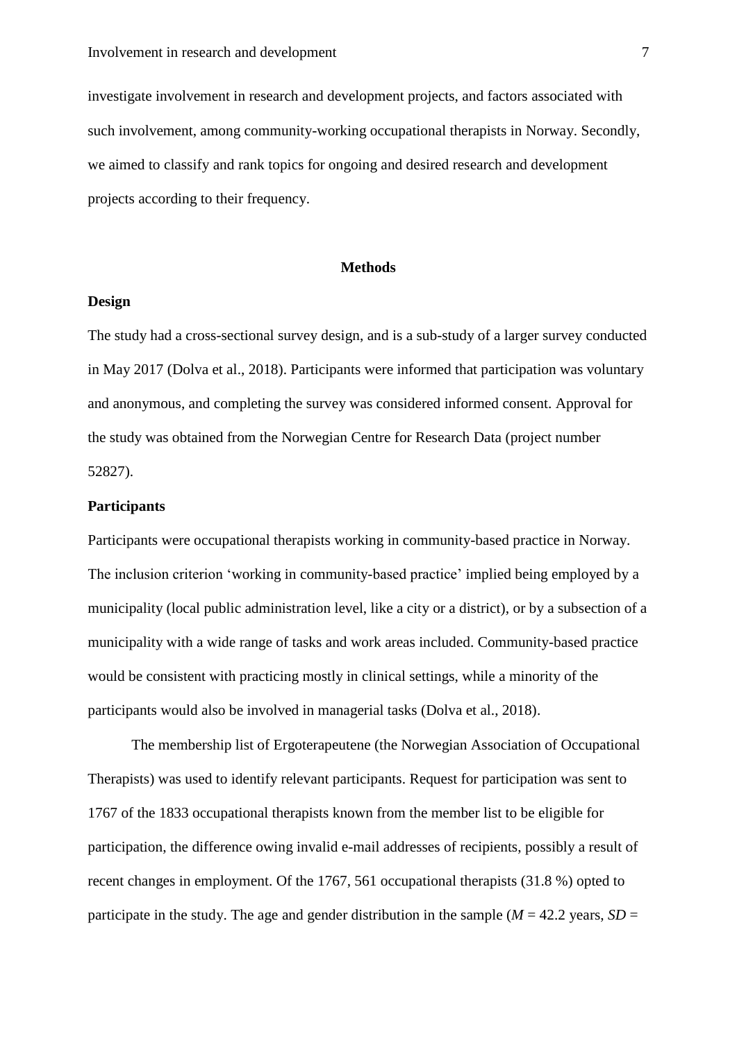investigate involvement in research and development projects, and factors associated with such involvement, among community-working occupational therapists in Norway. Secondly, we aimed to classify and rank topics for ongoing and desired research and development projects according to their frequency.

## Methods

### Design

The study had a cross-sectional survey design, and is a sub-study of a larger survey conducted in May 2017 (Dolva et al., 2018). Participants were informed that participation was voluntary and anonymous, and completing the survey was considered informed consent. Approval for the study was obtained from the Norwegian Centre for Research Data (project number 52827).

### Participants

Participants were occupational therapists working in community-based practice in Norway. The inclusion criterion 'working in community-based practice' implied being employed by a municipality (local public administration level, like a city or a district), or by a subsection of a municipality with a wide range of tasks and work areas included. Community-based practice would be consistent with practicing mostly in clinical settings, while a minority of the participants would also be involved in managerial tasks (Dolva et al., 2018).

The membership list of Ergoterapeutene (the Norwegian Association of Occupational Therapists) was used to identify relevant participants. Request for participation was sent to 1767 of the 1833 occupational therapists known from the member list to be eligible for participation, the difference owing invalid e-mail addresses of recipients, possibly a result of recent changes in employment. Of the 1767, 561 occupational therapists (31.8 %) opted to participate in the study. The age and gender distribution in the sample ($M$ = 42.2 years, $SD$ =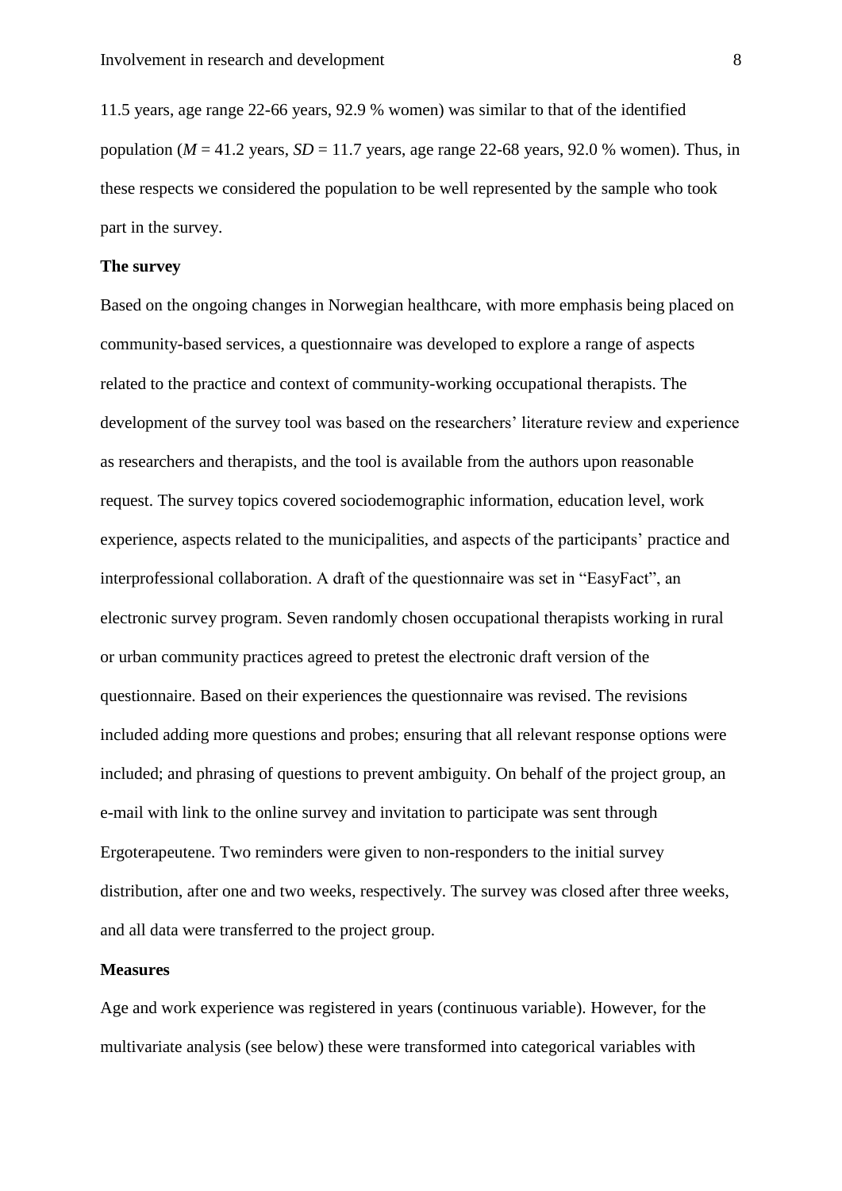11.5 years, age range 22-66 years, 92.9 % women) was similar to that of the identified population (*M* = 41.2 years, *SD* = 11.7 years, age range 22-68 years, 92.0 % women). Thus, in these respects we considered the population to be well represented by the sample who took part in the survey.

**The survey**

Based on the ongoing changes in Norwegian healthcare, with more emphasis being placed on community-based services, a questionnaire was developed to explore a range of aspects related to the practice and context of community-working occupational therapists. The development of the survey tool was based on the researchers' literature review and experience as researchers and therapists, and the tool is available from the authors upon reasonable request. The survey topics covered sociodemographic information, education level, work experience, aspects related to the municipalities, and aspects of the participants' practice and interprofessional collaboration. A draft of the questionnaire was set in "EasyFact", an electronic survey program. Seven randomly chosen occupational therapists working in rural or urban community practices agreed to pretest the electronic draft version of the questionnaire. Based on their experiences the questionnaire was revised. The revisions included adding more questions and probes; ensuring that all relevant response options were included; and phrasing of questions to prevent ambiguity. On behalf of the project group, an e-mail with link to the online survey and invitation to participate was sent through Ergoterapeutene. Two reminders were given to non-responders to the initial survey distribution, after one and two weeks, respectively. The survey was closed after three weeks, and all data were transferred to the project group.

**Measures**

Age and work experience was registered in years (continuous variable). However, for the multivariate analysis (see below) these were transformed into categorical variables with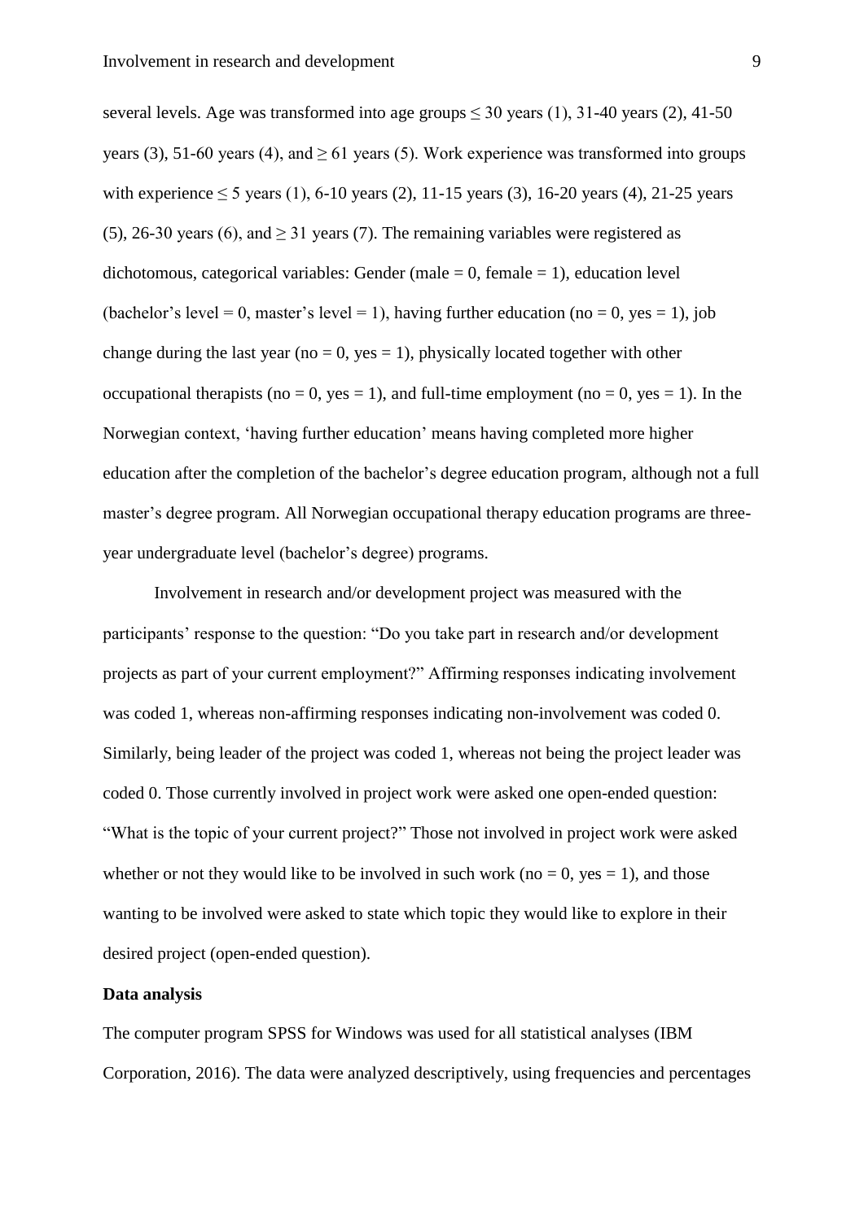several levels. Age was transformed into age groups ≤ 30 years (1), 31-40 years (2), 41-50 years (3), 51-60 years (4), and ≥ 61 years (5). Work experience was transformed into groups with experience ≤ 5 years (1), 6-10 years (2), 11-15 years (3), 16-20 years (4), 21-25 years (5), 26-30 years (6), and ≥ 31 years (7). The remaining variables were registered as dichotomous, categorical variables: Gender (male = 0, female = 1), education level (bachelor's level = 0, master's level = 1), having further education (no = 0, yes = 1), job change during the last year (no = 0, yes = 1), physically located together with other occupational therapists (no = 0, yes = 1), and full-time employment (no = 0, yes = 1). In the Norwegian context, 'having further education' means having completed more higher education after the completion of the bachelor's degree education program, although not a full master's degree program. All Norwegian occupational therapy education programs are three-year undergraduate level (bachelor's degree) programs.

Involvement in research and/or development project was measured with the participants' response to the question: "Do you take part in research and/or development projects as part of your current employment?" Affirming responses indicating involvement was coded 1, whereas non-affirming responses indicating non-involvement was coded 0. Similarly, being leader of the project was coded 1, whereas not being the project leader was coded 0. Those currently involved in project work were asked one open-ended question: "What is the topic of your current project?" Those not involved in project work were asked whether or not they would like to be involved in such work (no = 0, yes = 1), and those wanting to be involved were asked to state which topic they would like to explore in their desired project (open-ended question).

**Data analysis**

The computer program SPSS for Windows was used for all statistical analyses (IBM Corporation, 2016). The data were analyzed descriptively, using frequencies and percentages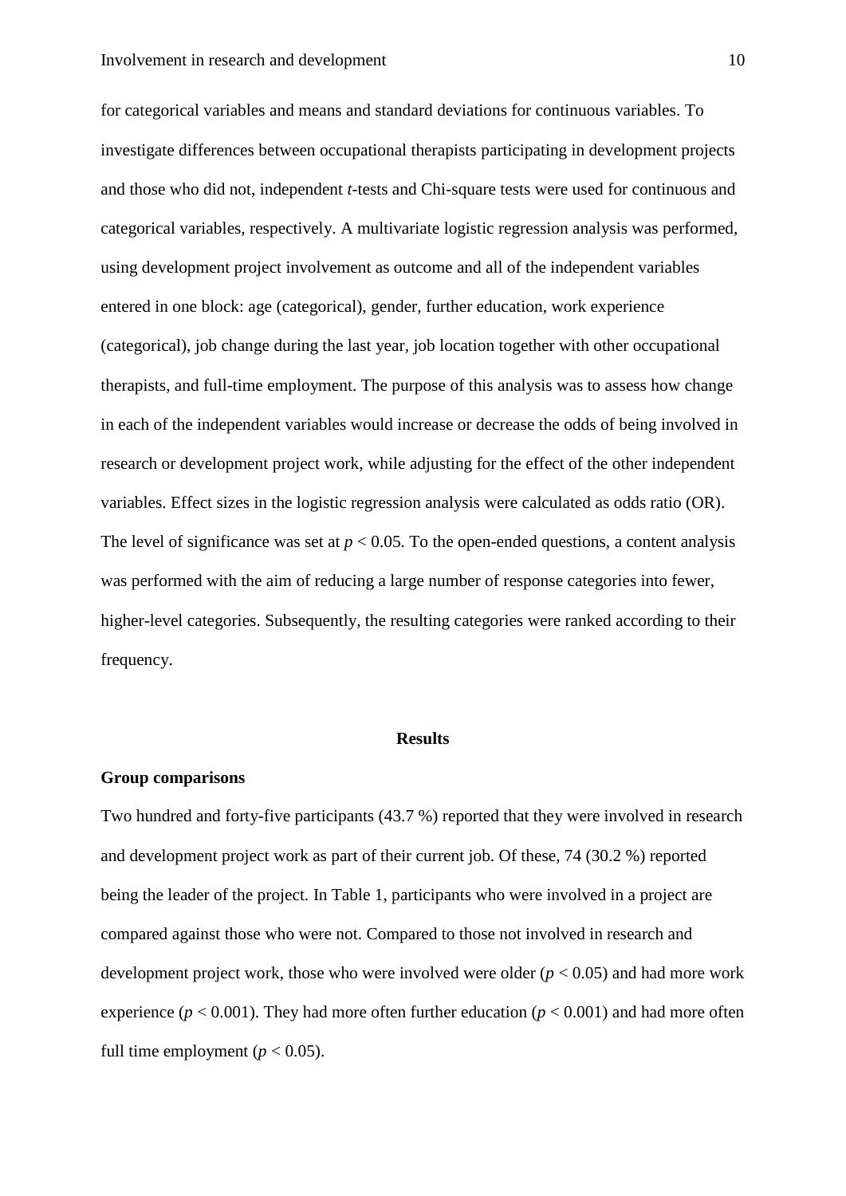for categorical variables and means and standard deviations for continuous variables. To investigate differences between occupational therapists participating in development projects and those who did not, independent *t*-tests and Chi-square tests were used for continuous and categorical variables, respectively. A multivariate logistic regression analysis was performed, using development project involvement as outcome and all of the independent variables entered in one block: age (categorical), gender, further education, work experience (categorical), job change during the last year, job location together with other occupational therapists, and full-time employment. The purpose of this analysis was to assess how change in each of the independent variables would increase or decrease the odds of being involved in research or development project work, while adjusting for the effect of the other independent variables. Effect sizes in the logistic regression analysis were calculated as odds ratio (OR). The level of significance was set at $p < 0.05$. To the open-ended questions, a content analysis was performed with the aim of reducing a large number of response categories into fewer, higher-level categories. Subsequently, the resulting categories were ranked according to their frequency.

## Results

### Group comparisons

Two hundred and forty-five participants (43.7 %) reported that they were involved in research and development project work as part of their current job. Of these, 74 (30.2 %) reported being the leader of the project. In Table 1, participants who were involved in a project are compared against those who were not. Compared to those not involved in research and development project work, those who were involved were older ($p < 0.05$) and had more work experience ($p < 0.001$). They had more often further education ($p < 0.001$) and had more often full time employment ($p < 0.05$).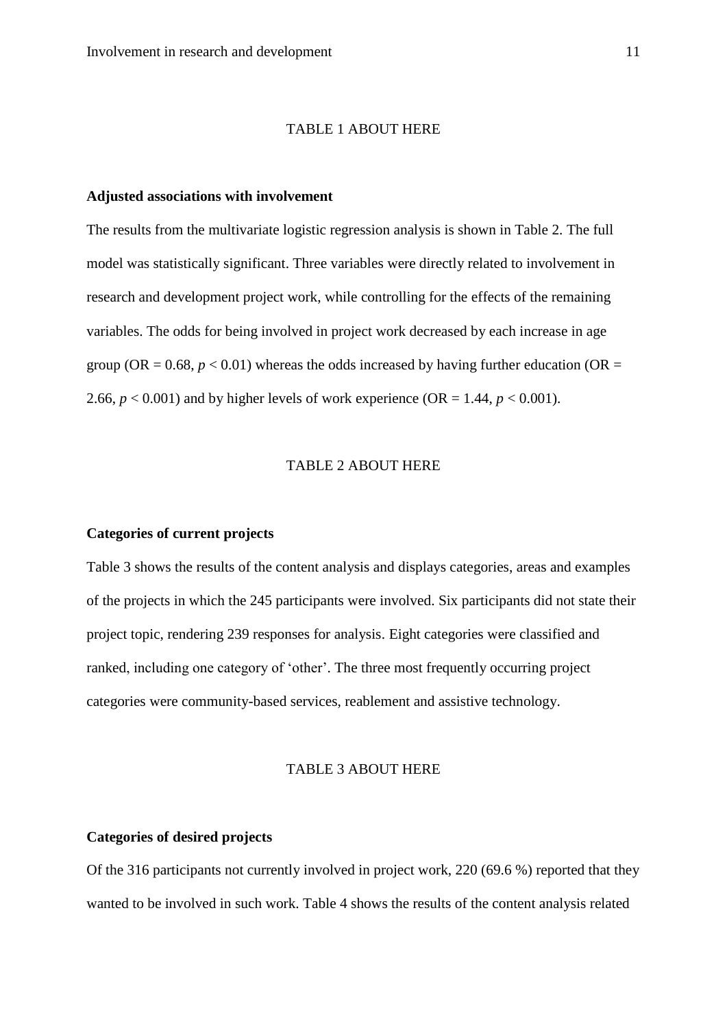TABLE 1 ABOUT HERE

**Adjusted associations with involvement**

The results from the multivariate logistic regression analysis is shown in Table 2. The full model was statistically significant. Three variables were directly related to involvement in research and development project work, while controlling for the effects of the remaining variables. The odds for being involved in project work decreased by each increase in age group (OR = 0.68, $p < 0.01$) whereas the odds increased by having further education (OR = 2.66, $p < 0.001$) and by higher levels of work experience (OR = 1.44, $p < 0.001$).

TABLE 2 ABOUT HERE

**Categories of current projects**

Table 3 shows the results of the content analysis and displays categories, areas and examples of the projects in which the 245 participants were involved. Six participants did not state their project topic, rendering 239 responses for analysis. Eight categories were classified and ranked, including one category of 'other'. The three most frequently occurring project categories were community-based services, reablement and assistive technology.

TABLE 3 ABOUT HERE

**Categories of desired projects**

Of the 316 participants not currently involved in project work, 220 (69.6 %) reported that they wanted to be involved in such work. Table 4 shows the results of the content analysis related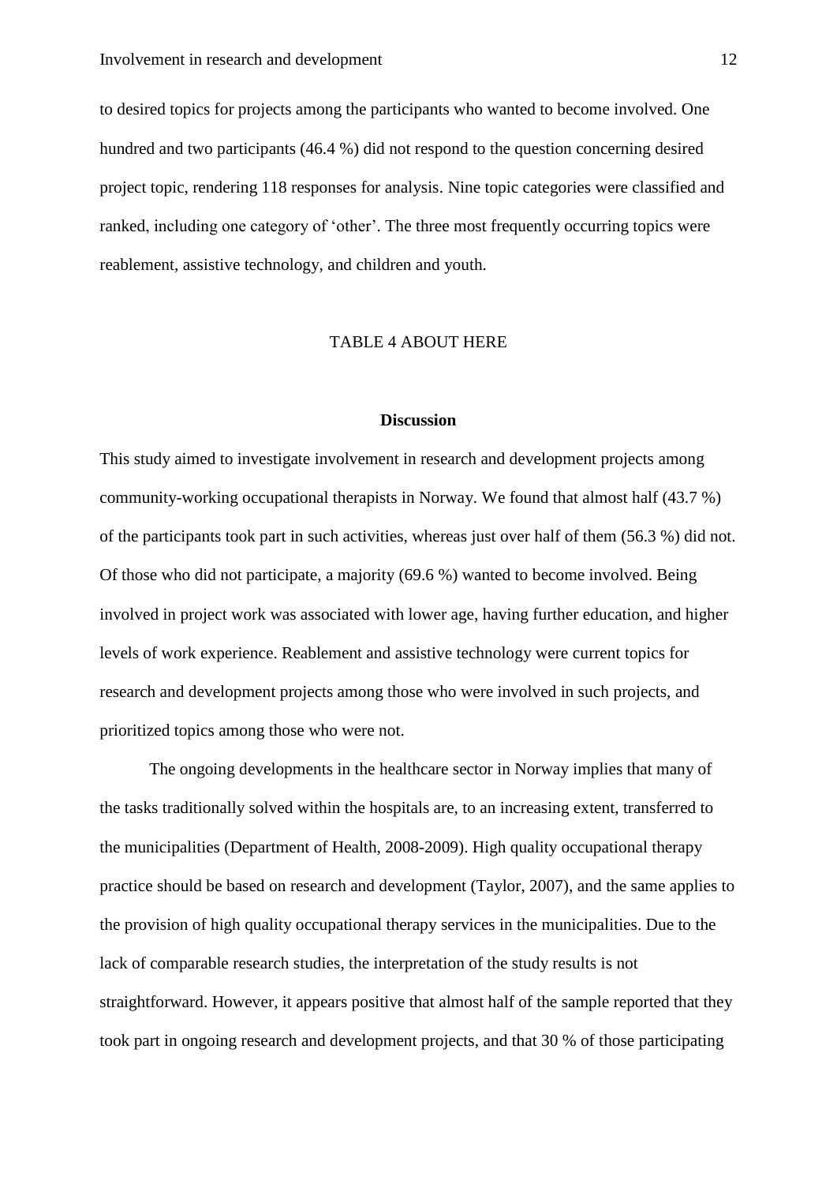to desired topics for projects among the participants who wanted to become involved. One hundred and two participants (46.4 %) did not respond to the question concerning desired project topic, rendering 118 responses for analysis. Nine topic categories were classified and ranked, including one category of 'other'. The three most frequently occurring topics were reablement, assistive technology, and children and youth.

TABLE 4 ABOUT HERE

## Discussion

This study aimed to investigate involvement in research and development projects among community-working occupational therapists in Norway. We found that almost half (43.7 %) of the participants took part in such activities, whereas just over half of them (56.3 %) did not. Of those who did not participate, a majority (69.6 %) wanted to become involved. Being involved in project work was associated with lower age, having further education, and higher levels of work experience. Reablement and assistive technology were current topics for research and development projects among those who were involved in such projects, and prioritized topics among those who were not.

The ongoing developments in the healthcare sector in Norway implies that many of the tasks traditionally solved within the hospitals are, to an increasing extent, transferred to the municipalities (Department of Health, 2008-2009). High quality occupational therapy practice should be based on research and development (Taylor, 2007), and the same applies to the provision of high quality occupational therapy services in the municipalities. Due to the lack of comparable research studies, the interpretation of the study results is not straightforward. However, it appears positive that almost half of the sample reported that they took part in ongoing research and development projects, and that 30 % of those participating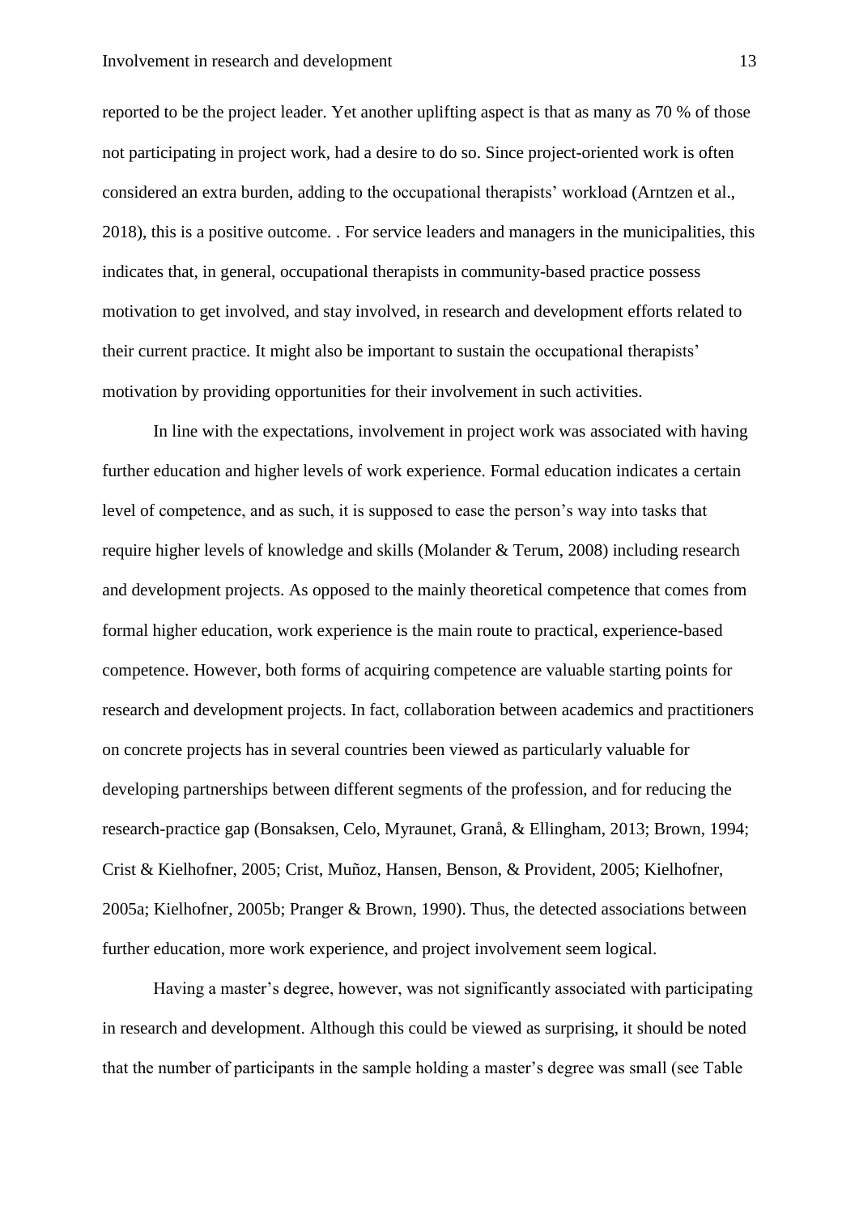reported to be the project leader. Yet another uplifting aspect is that as many as 70 % of those not participating in project work, had a desire to do so. Since project-oriented work is often considered an extra burden, adding to the occupational therapists' workload (Arntzen et al., 2018), this is a positive outcome. . For service leaders and managers in the municipalities, this indicates that, in general, occupational therapists in community-based practice possess motivation to get involved, and stay involved, in research and development efforts related to their current practice. It might also be important to sustain the occupational therapists' motivation by providing opportunities for their involvement in such activities.

In line with the expectations, involvement in project work was associated with having further education and higher levels of work experience. Formal education indicates a certain level of competence, and as such, it is supposed to ease the person's way into tasks that require higher levels of knowledge and skills (Molander & Terum, 2008) including research and development projects. As opposed to the mainly theoretical competence that comes from formal higher education, work experience is the main route to practical, experience-based competence. However, both forms of acquiring competence are valuable starting points for research and development projects. In fact, collaboration between academics and practitioners on concrete projects has in several countries been viewed as particularly valuable for developing partnerships between different segments of the profession, and for reducing the research-practice gap (Bonsaksen, Celo, Myraunet, Granå, & Ellingham, 2013; Brown, 1994; Crist & Kielhofner, 2005; Crist, Muñoz, Hansen, Benson, & Provident, 2005; Kielhofner, 2005a; Kielhofner, 2005b; Pranger & Brown, 1990). Thus, the detected associations between further education, more work experience, and project involvement seem logical.

Having a master's degree, however, was not significantly associated with participating in research and development. Although this could be viewed as surprising, it should be noted that the number of participants in the sample holding a master's degree was small (see Table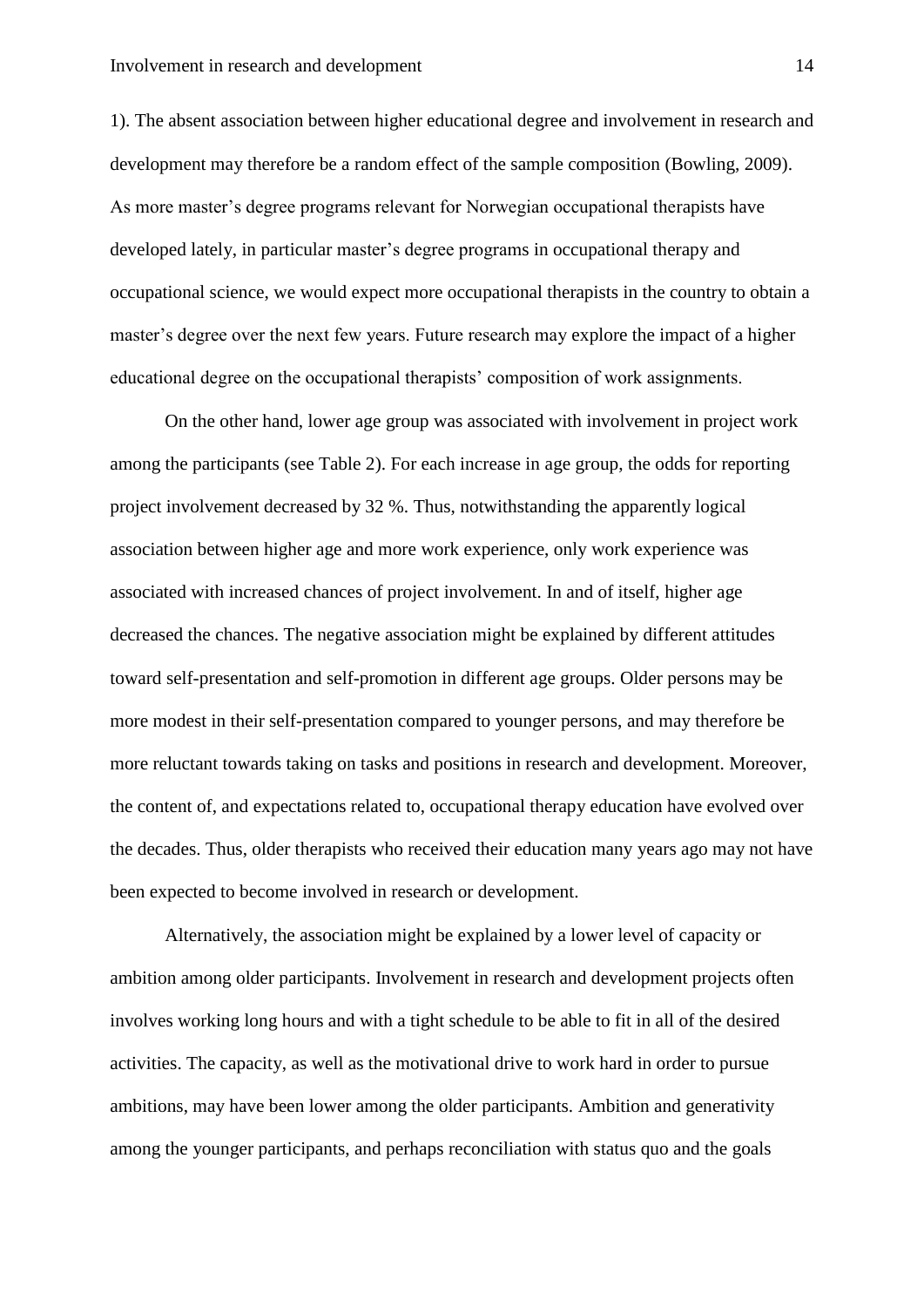1). The absent association between higher educational degree and involvement in research and development may therefore be a random effect of the sample composition (Bowling, 2009). As more master's degree programs relevant for Norwegian occupational therapists have developed lately, in particular master's degree programs in occupational therapy and occupational science, we would expect more occupational therapists in the country to obtain a master's degree over the next few years. Future research may explore the impact of a higher educational degree on the occupational therapists' composition of work assignments.

On the other hand, lower age group was associated with involvement in project work among the participants (see Table 2). For each increase in age group, the odds for reporting project involvement decreased by 32 %. Thus, notwithstanding the apparently logical association between higher age and more work experience, only work experience was associated with increased chances of project involvement. In and of itself, higher age decreased the chances. The negative association might be explained by different attitudes toward self-presentation and self-promotion in different age groups. Older persons may be more modest in their self-presentation compared to younger persons, and may therefore be more reluctant towards taking on tasks and positions in research and development. Moreover, the content of, and expectations related to, occupational therapy education have evolved over the decades. Thus, older therapists who received their education many years ago may not have been expected to become involved in research or development.

Alternatively, the association might be explained by a lower level of capacity or ambition among older participants. Involvement in research and development projects often involves working long hours and with a tight schedule to be able to fit in all of the desired activities. The capacity, as well as the motivational drive to work hard in order to pursue ambitions, may have been lower among the older participants. Ambition and generativity among the younger participants, and perhaps reconciliation with status quo and the goals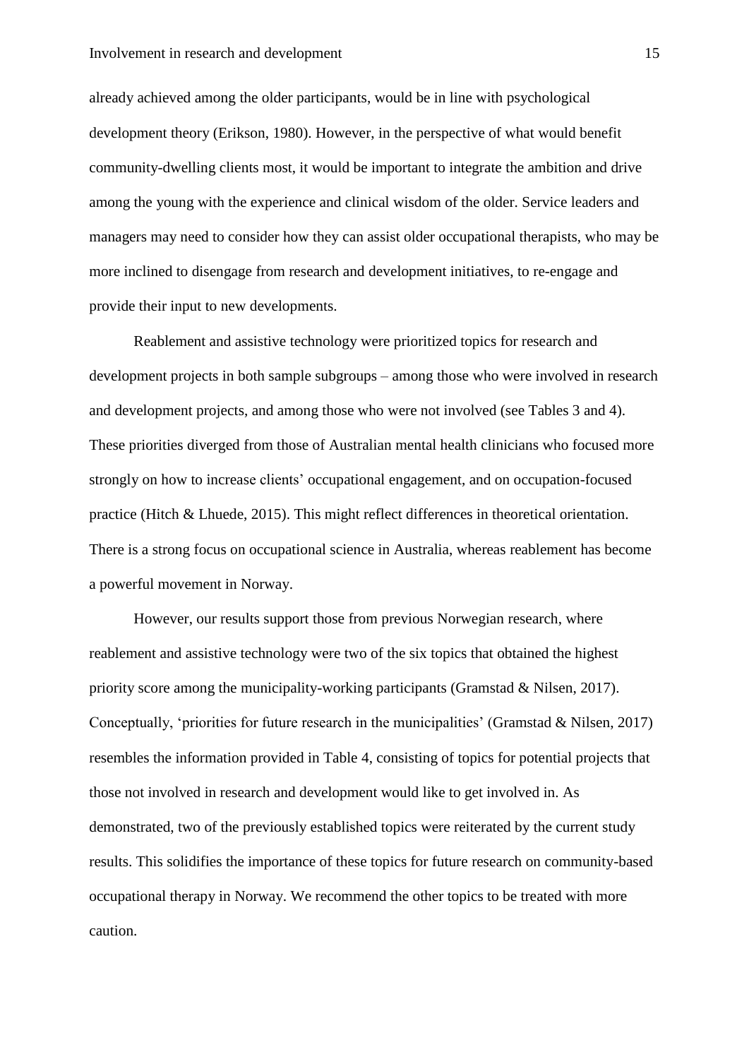already achieved among the older participants, would be in line with psychological development theory (Erikson, 1980). However, in the perspective of what would benefit community-dwelling clients most, it would be important to integrate the ambition and drive among the young with the experience and clinical wisdom of the older. Service leaders and managers may need to consider how they can assist older occupational therapists, who may be more inclined to disengage from research and development initiatives, to re-engage and provide their input to new developments.

Reablement and assistive technology were prioritized topics for research and development projects in both sample subgroups – among those who were involved in research and development projects, and among those who were not involved (see Tables 3 and 4). These priorities diverged from those of Australian mental health clinicians who focused more strongly on how to increase clients' occupational engagement, and on occupation-focused practice (Hitch & Lhuede, 2015). This might reflect differences in theoretical orientation. There is a strong focus on occupational science in Australia, whereas reablement has become a powerful movement in Norway.

However, our results support those from previous Norwegian research, where reablement and assistive technology were two of the six topics that obtained the highest priority score among the municipality-working participants (Gramstad & Nilsen, 2017). Conceptually, 'priorities for future research in the municipalities' (Gramstad & Nilsen, 2017) resembles the information provided in Table 4, consisting of topics for potential projects that those not involved in research and development would like to get involved in. As demonstrated, two of the previously established topics were reiterated by the current study results. This solidifies the importance of these topics for future research on community-based occupational therapy in Norway. We recommend the other topics to be treated with more caution.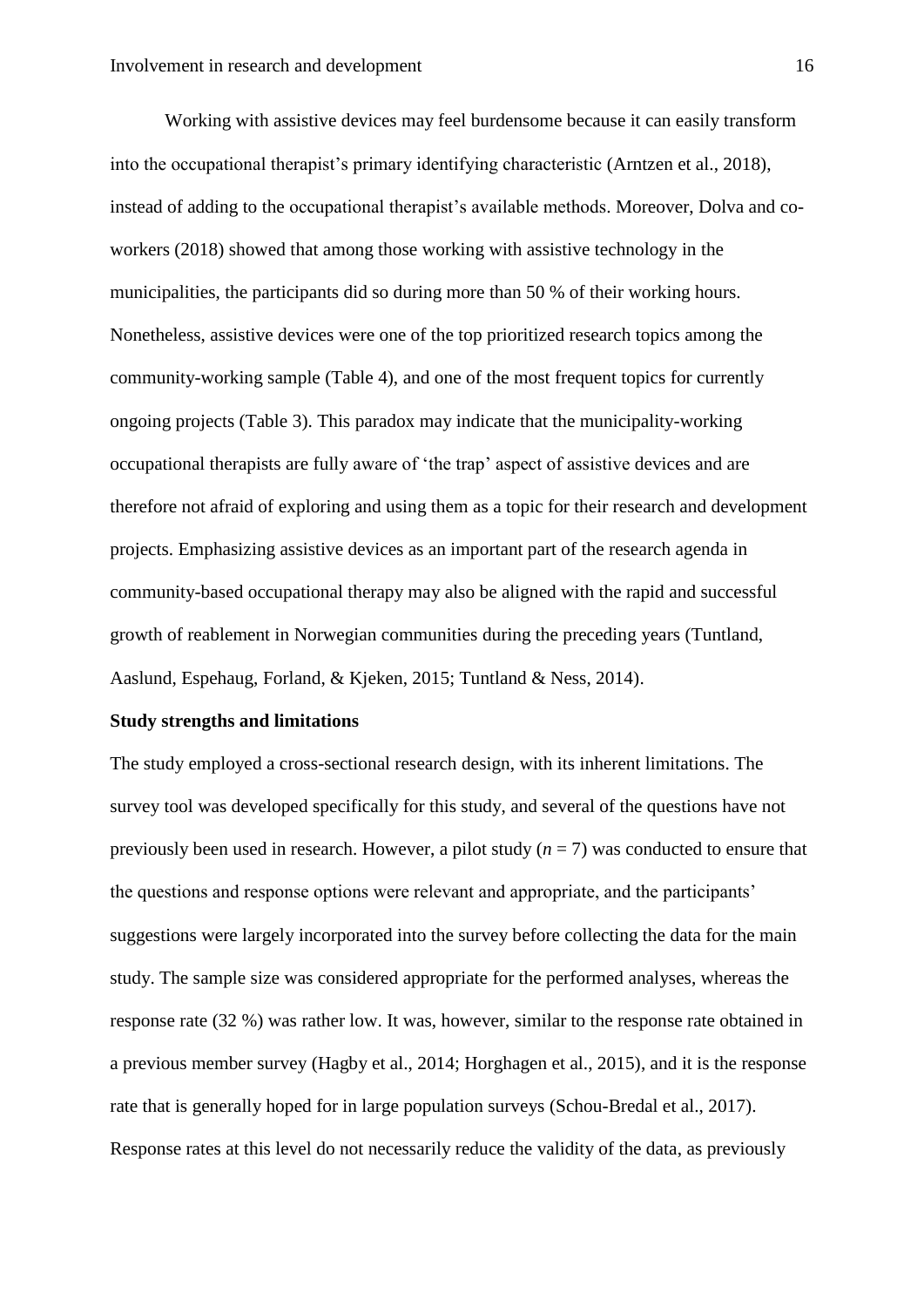Working with assistive devices may feel burdensome because it can easily transform into the occupational therapist's primary identifying characteristic (Arntzen et al., 2018), instead of adding to the occupational therapist's available methods. Moreover, Dolva and co-workers (2018) showed that among those working with assistive technology in the municipalities, the participants did so during more than 50 % of their working hours. Nonetheless, assistive devices were one of the top prioritized research topics among the community-working sample (Table 4), and one of the most frequent topics for currently ongoing projects (Table 3). This paradox may indicate that the municipality-working occupational therapists are fully aware of 'the trap' aspect of assistive devices and are therefore not afraid of exploring and using them as a topic for their research and development projects. Emphasizing assistive devices as an important part of the research agenda in community-based occupational therapy may also be aligned with the rapid and successful growth of reablement in Norwegian communities during the preceding years (Tuntland, Aaslund, Espehaug, Forland, & Kjeken, 2015; Tuntland & Ness, 2014).

**Study strengths and limitations**

The study employed a cross-sectional research design, with its inherent limitations. The survey tool was developed specifically for this study, and several of the questions have not previously been used in research. However, a pilot study ($n = 7$) was conducted to ensure that the questions and response options were relevant and appropriate, and the participants' suggestions were largely incorporated into the survey before collecting the data for the main study. The sample size was considered appropriate for the performed analyses, whereas the response rate (32 %) was rather low. It was, however, similar to the response rate obtained in a previous member survey (Hagby et al., 2014; Horghagen et al., 2015), and it is the response rate that is generally hoped for in large population surveys (Schou-Bredal et al., 2017). Response rates at this level do not necessarily reduce the validity of the data, as previously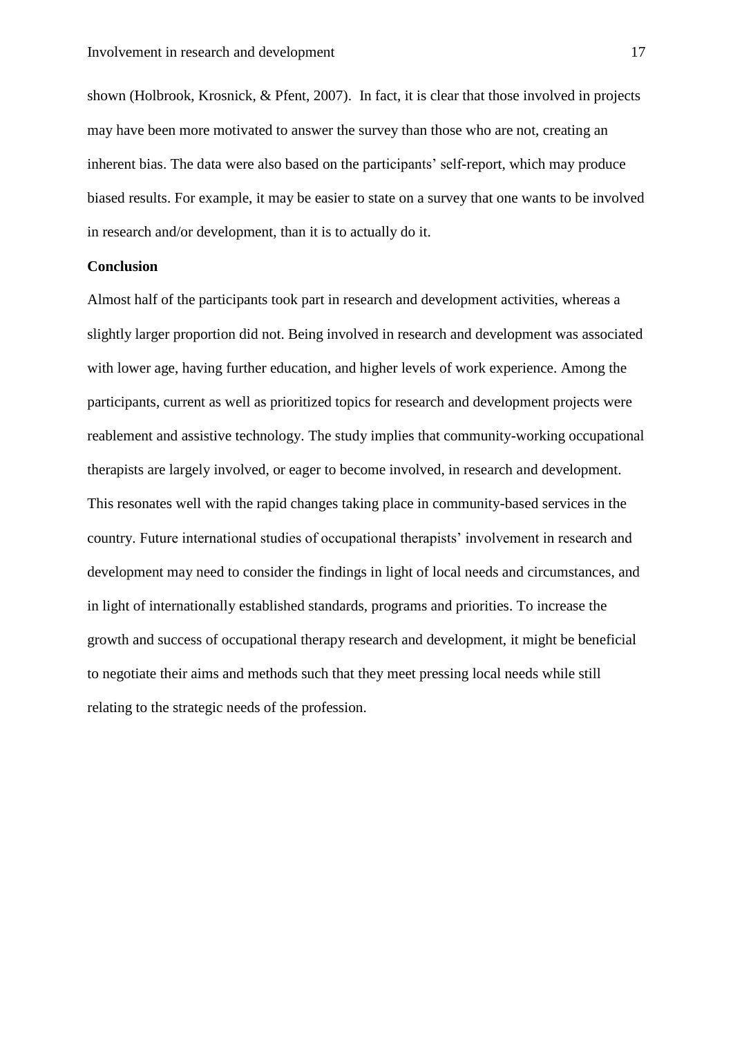shown (Holbrook, Krosnick, & Pfent, 2007). In fact, it is clear that those involved in projects may have been more motivated to answer the survey than those who are not, creating an inherent bias. The data were also based on the participants' self-report, which may produce biased results. For example, it may be easier to state on a survey that one wants to be involved in research and/or development, than it is to actually do it.

**Conclusion**

Almost half of the participants took part in research and development activities, whereas a slightly larger proportion did not. Being involved in research and development was associated with lower age, having further education, and higher levels of work experience. Among the participants, current as well as prioritized topics for research and development projects were reablement and assistive technology. The study implies that community-working occupational therapists are largely involved, or eager to become involved, in research and development. This resonates well with the rapid changes taking place in community-based services in the country. Future international studies of occupational therapists' involvement in research and development may need to consider the findings in light of local needs and circumstances, and in light of internationally established standards, programs and priorities. To increase the growth and success of occupational therapy research and development, it might be beneficial to negotiate their aims and methods such that they meet pressing local needs while still relating to the strategic needs of the profession.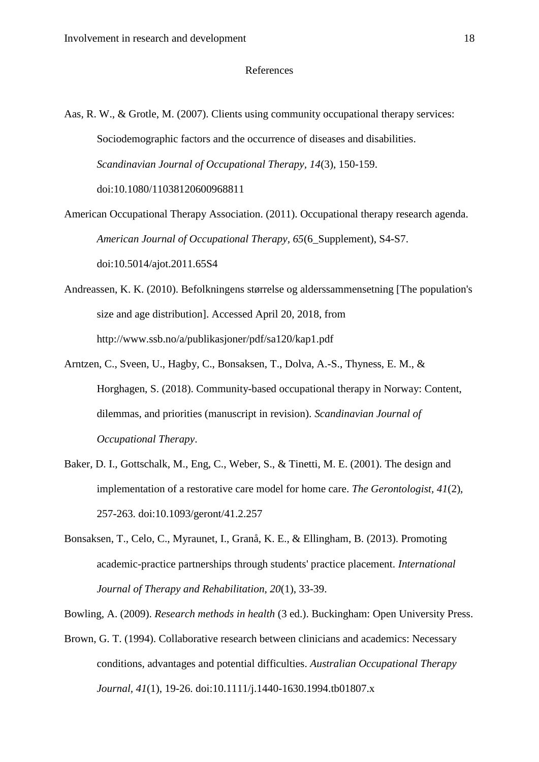# References

Aas, R. W., & Grotle, M. (2007). Clients using community occupational therapy services: Sociodemographic factors and the occurrence of diseases and disabilities. *Scandinavian Journal of Occupational Therapy, 14*(3), 150-159. doi:10.1080/11038120600968811

American Occupational Therapy Association. (2011). Occupational therapy research agenda. *American Journal of Occupational Therapy, 65*(6_Supplement), S4-S7. doi:10.5014/ajot.2011.65S4

Andreassen, K. K. (2010). Befolkningens størrelse og alderssammensetning [The population's size and age distribution]. Accessed April 20, 2018, from http://www.ssb.no/a/publikasjoner/pdf/sa120/kap1.pdf

Arntzen, C., Sveen, U., Hagby, C., Bonsaksen, T., Dolva, A.-S., Thyness, E. M., & Horghagen, S. (2018). Community-based occupational therapy in Norway: Content, dilemmas, and priorities (manuscript in revision). *Scandinavian Journal of Occupational Therapy*.

Baker, D. I., Gottschalk, M., Eng, C., Weber, S., & Tinetti, M. E. (2001). The design and implementation of a restorative care model for home care. *The Gerontologist, 41*(2), 257-263. doi:10.1093/geront/41.2.257

Bonsaksen, T., Celo, C., Myraunet, I., Granå, K. E., & Ellingham, B. (2013). Promoting academic-practice partnerships through students' practice placement. *International Journal of Therapy and Rehabilitation, 20*(1), 33-39.

Bowling, A. (2009). *Research methods in health* (3 ed.). Buckingham: Open University Press.

Brown, G. T. (1994). Collaborative research between clinicians and academics: Necessary conditions, advantages and potential difficulties. *Australian Occupational Therapy Journal, 41*(1), 19-26. doi:10.1111/j.1440-1630.1994.tb01807.x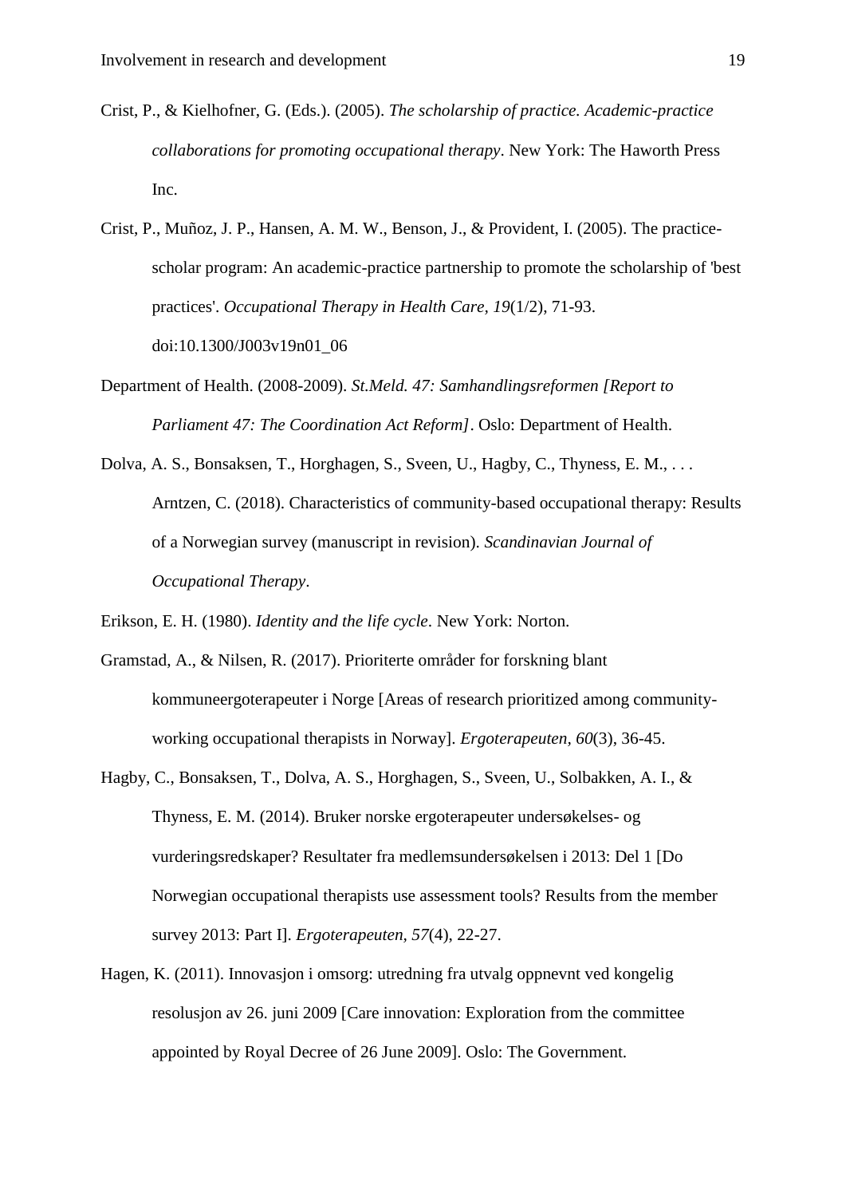Crist, P., & Kielhofner, G. (Eds.). (2005). *The scholarship of practice. Academic-practice collaborations for promoting occupational therapy*. New York: The Haworth Press Inc.

Crist, P., Muñoz, J. P., Hansen, A. M. W., Benson, J., & Provident, I. (2005). The practice-scholar program: An academic-practice partnership to promote the scholarship of 'best practices'. *Occupational Therapy in Health Care, 19*(1/2), 71-93. doi:10.1300/J003v19n01_06

Department of Health. (2008-2009). *St.Meld. 47: Samhandlingsreformen [Report to Parliament 47: The Coordination Act Reform]*. Oslo: Department of Health.

Dolva, A. S., Bonsaksen, T., Horghagen, S., Sveen, U., Hagby, C., Thyness, E. M., . . . Arntzen, C. (2018). Characteristics of community-based occupational therapy: Results of a Norwegian survey (manuscript in revision). *Scandinavian Journal of Occupational Therapy*.

Erikson, E. H. (1980). *Identity and the life cycle*. New York: Norton.

Gramstad, A., & Nilsen, R. (2017). Prioriterte områder for forskning blant kommuneergoterapeuter i Norge [Areas of research prioritized among community-working occupational therapists in Norway]. *Ergoterapeuten, 60*(3), 36-45.

Hagby, C., Bonsaksen, T., Dolva, A. S., Horghagen, S., Sveen, U., Solbakken, A. I., & Thyness, E. M. (2014). Bruker norske ergoterapeuter undersøkelses- og vurderingsredskaper? Resultater fra medlemsundersøkelsen i 2013: Del 1 [Do Norwegian occupational therapists use assessment tools? Results from the member survey 2013: Part I]. *Ergoterapeuten, 57*(4), 22-27.

Hagen, K. (2011). Innovasjon i omsorg: utredning fra utvalg oppnevnt ved kongelig resolusjon av 26. juni 2009 [Care innovation: Exploration from the committee appointed by Royal Decree of 26 June 2009]. Oslo: The Government.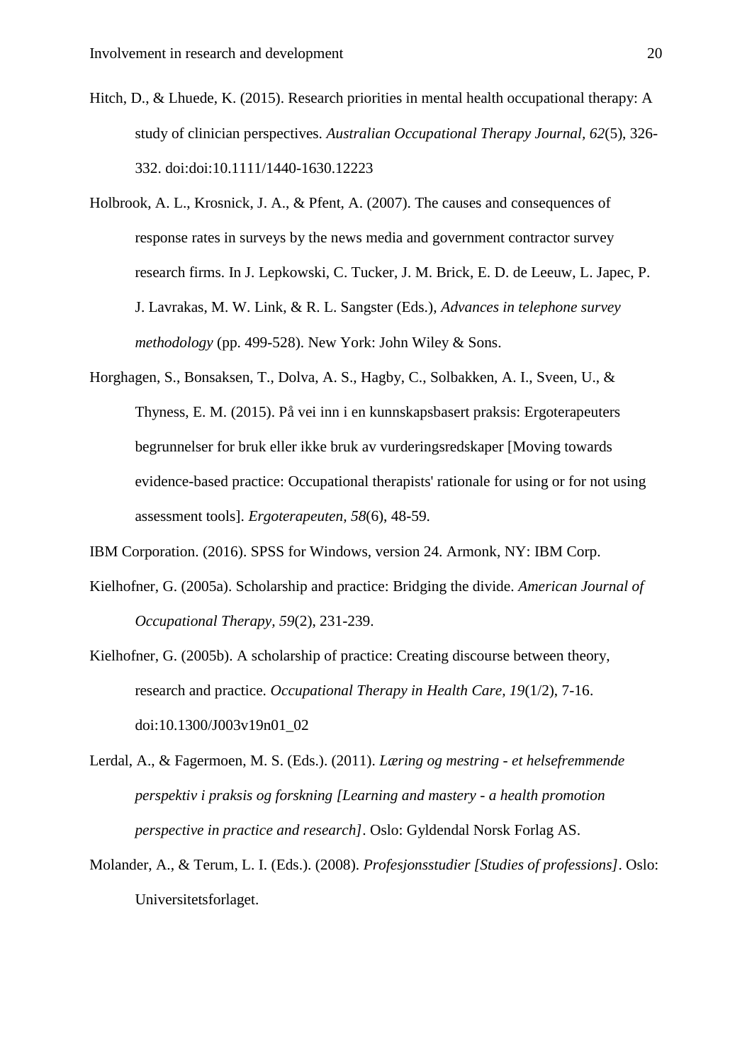Hitch, D., & Lhuede, K. (2015). Research priorities in mental health occupational therapy: A study of clinician perspectives. *Australian Occupational Therapy Journal, 62*(5), 326-332. doi:doi:10.1111/1440-1630.12223

Holbrook, A. L., Krosnick, J. A., & Pfent, A. (2007). The causes and consequences of response rates in surveys by the news media and government contractor survey research firms. In J. Lepkowski, C. Tucker, J. M. Brick, E. D. de Leeuw, L. Japec, P. J. Lavrakas, M. W. Link, & R. L. Sangster (Eds.), *Advances in telephone survey methodology* (pp. 499-528). New York: John Wiley & Sons.

Horghagen, S., Bonsaksen, T., Dolva, A. S., Hagby, C., Solbakken, A. I., Sveen, U., & Thyness, E. M. (2015). På vei inn i en kunnskapsbasert praksis: Ergoterapeuters begrunnelser for bruk eller ikke bruk av vurderingsredskaper [Moving towards evidence-based practice: Occupational therapists' rationale for using or for not using assessment tools]. *Ergoterapeuten, 58*(6), 48-59.

IBM Corporation. (2016). SPSS for Windows, version 24. Armonk, NY: IBM Corp.

Kielhofner, G. (2005a). Scholarship and practice: Bridging the divide. *American Journal of Occupational Therapy, 59*(2), 231-239.

Kielhofner, G. (2005b). A scholarship of practice: Creating discourse between theory, research and practice. *Occupational Therapy in Health Care, 19*(1/2), 7-16. doi:10.1300/J003v19n01_02

Lerdal, A., & Fagermoen, M. S. (Eds.). (2011). *Læring og mestring - et helsefremmende perspektiv i praksis og forskning [Learning and mastery - a health promotion perspective in practice and research]*. Oslo: Gyldendal Norsk Forlag AS.

Molander, A., & Terum, L. I. (Eds.). (2008). *Profesjonsstudier [Studies of professions]*. Oslo: Universitetsforlaget.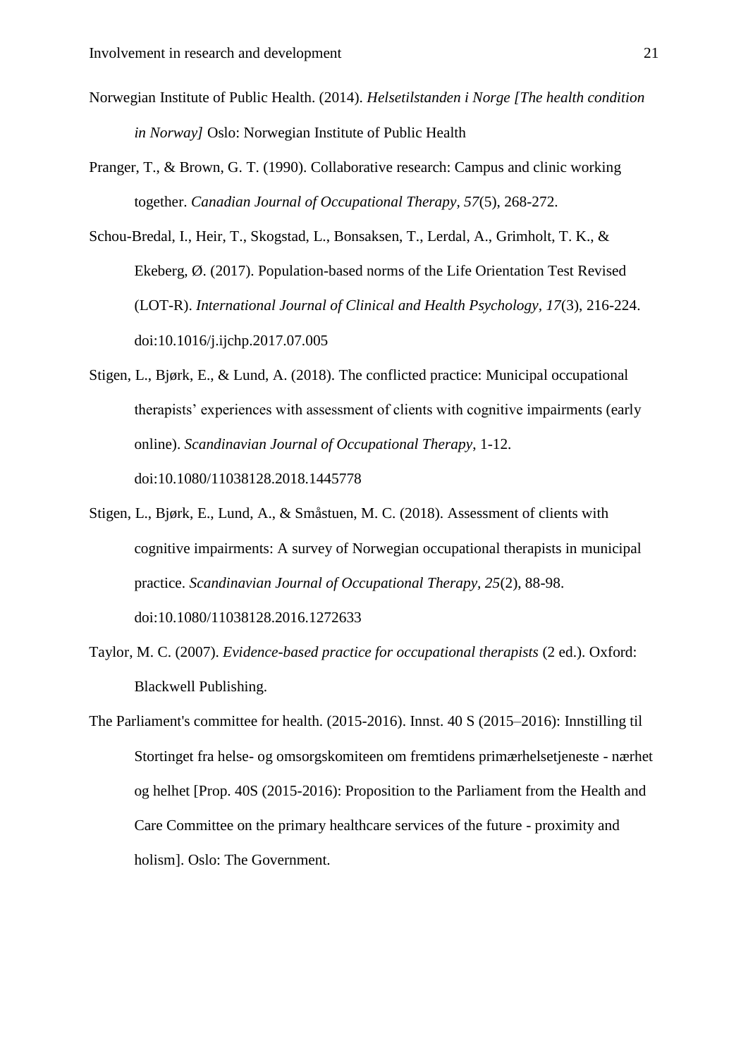Norwegian Institute of Public Health. (2014). *Helsetilstanden i Norge [The health condition in Norway]* Oslo: Norwegian Institute of Public Health

Pranger, T., & Brown, G. T. (1990). Collaborative research: Campus and clinic working together. *Canadian Journal of Occupational Therapy, 57*(5), 268-272.

Schou-Bredal, I., Heir, T., Skogstad, L., Bonsaksen, T., Lerdal, A., Grimholt, T. K., & Ekeberg, Ø. (2017). Population-based norms of the Life Orientation Test Revised (LOT-R). *International Journal of Clinical and Health Psychology, 17*(3), 216-224. doi:10.1016/j.ijchp.2017.07.005

Stigen, L., Bjørk, E., & Lund, A. (2018). The conflicted practice: Municipal occupational therapists' experiences with assessment of clients with cognitive impairments (early online). *Scandinavian Journal of Occupational Therapy*, 1-12. doi:10.1080/11038128.2018.1445778

Stigen, L., Bjørk, E., Lund, A., & Småstuen, M. C. (2018). Assessment of clients with cognitive impairments: A survey of Norwegian occupational therapists in municipal practice. *Scandinavian Journal of Occupational Therapy, 25*(2), 88-98. doi:10.1080/11038128.2016.1272633

Taylor, M. C. (2007). *Evidence-based practice for occupational therapists* (2 ed.). Oxford: Blackwell Publishing.

The Parliament's committee for health. (2015-2016). Innst. 40 S (2015–2016): Innstilling til Stortinget fra helse- og omsorgskomiteen om fremtidens primærhelsetjeneste - nærhet og helhet [Prop. 40S (2015-2016): Proposition to the Parliament from the Health and Care Committee on the primary healthcare services of the future - proximity and holism]. Oslo: The Government.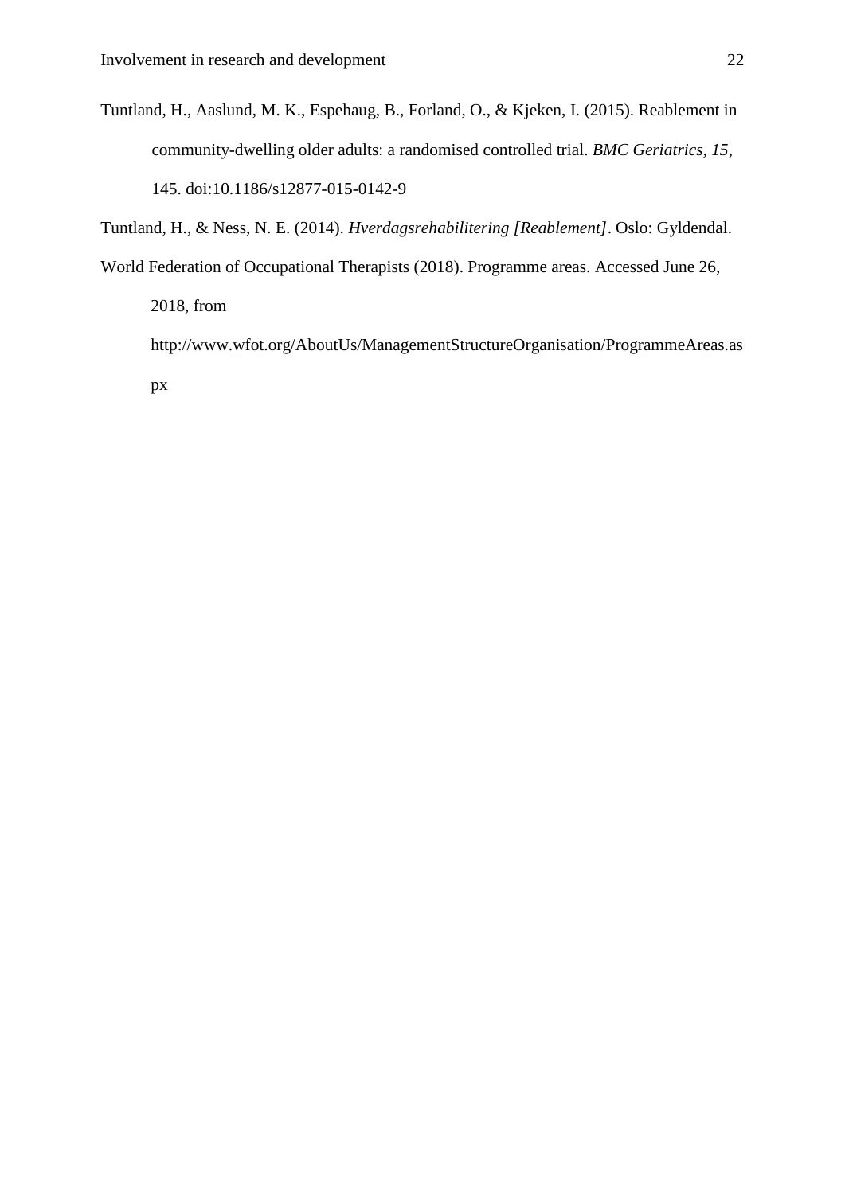Tuntland, H., Aaslund, M. K., Espehaug, B., Forland, O., & Kjeken, I. (2015). Reablement in community-dwelling older adults: a randomised controlled trial. *BMC Geriatrics, 15*, 145. doi:10.1186/s12877-015-0142-9

Tuntland, H., & Ness, N. E. (2014). *Hverdagsrehabilitering [Reablement]*. Oslo: Gyldendal.

World Federation of Occupational Therapists (2018). Programme areas. Accessed June 26, 2018, from http://www.wfot.org/AboutUs/ManagementStructureOrganisation/ProgrammeAreas.aspx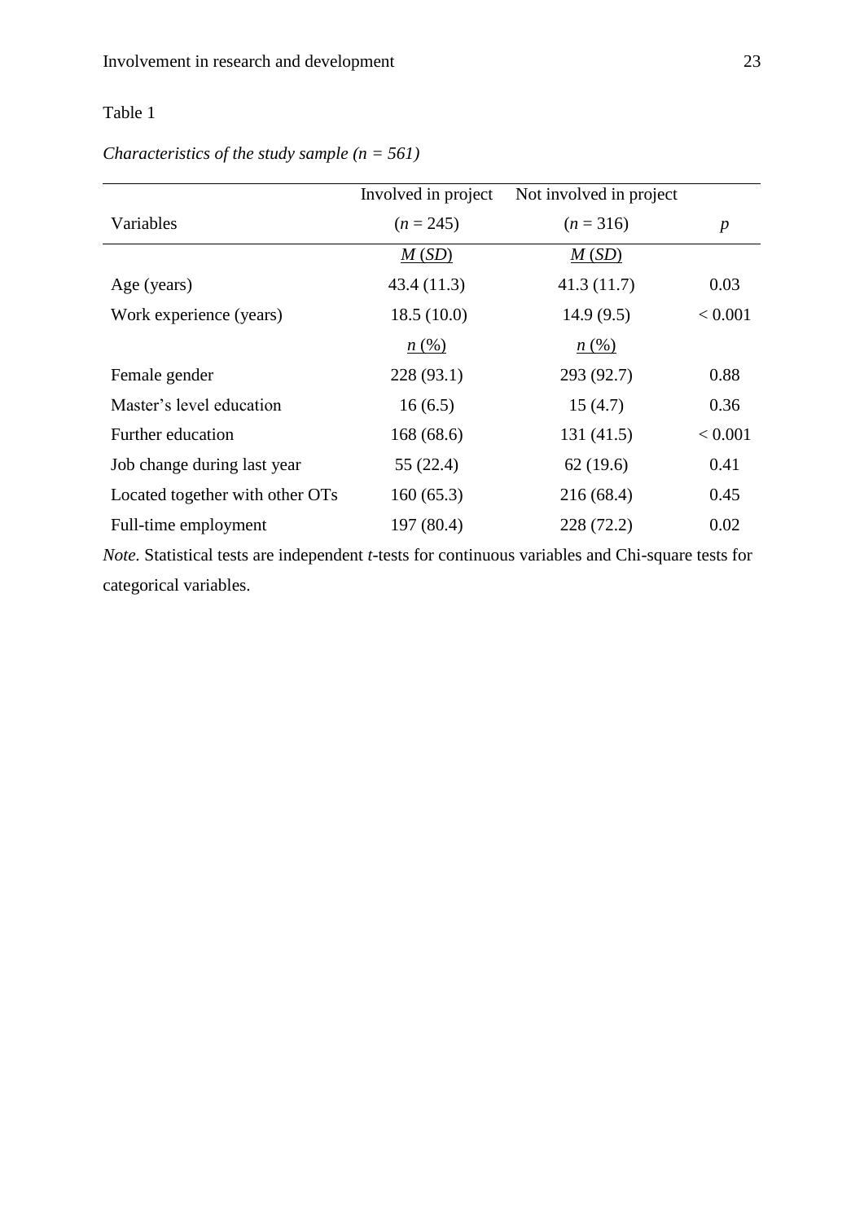Table 1

*Characteristics of the study sample (n = 561)*

| Variables | Involved in project ($n$ = 245) | Not involved in project ($n$ = 316) | $p$ |
|---|---|---|---|
| | *M* (*SD*) | *M* (*SD*) | |
| Age (years) | 43.4 (11.3) | 41.3 (11.7) | 0.03 |
| Work experience (years) | 18.5 (10.0) | 14.9 (9.5) | < 0.001 |
| | *n* (%) | *n* (%) | |
| Female gender | 228 (93.1) | 293 (92.7) | 0.88 |
| Master's level education | 16 (6.5) | 15 (4.7) | 0.36 |
| Further education | 168 (68.6) | 131 (41.5) | < 0.001 |
| Job change during last year | 55 (22.4) | 62 (19.6) | 0.41 |
| Located together with other OTs | 160 (65.3) | 216 (68.4) | 0.45 |
| Full-time employment | 197 (80.4) | 228 (72.2) | 0.02 |

*Note.* Statistical tests are independent *t*-tests for continuous variables and Chi-square tests for categorical variables.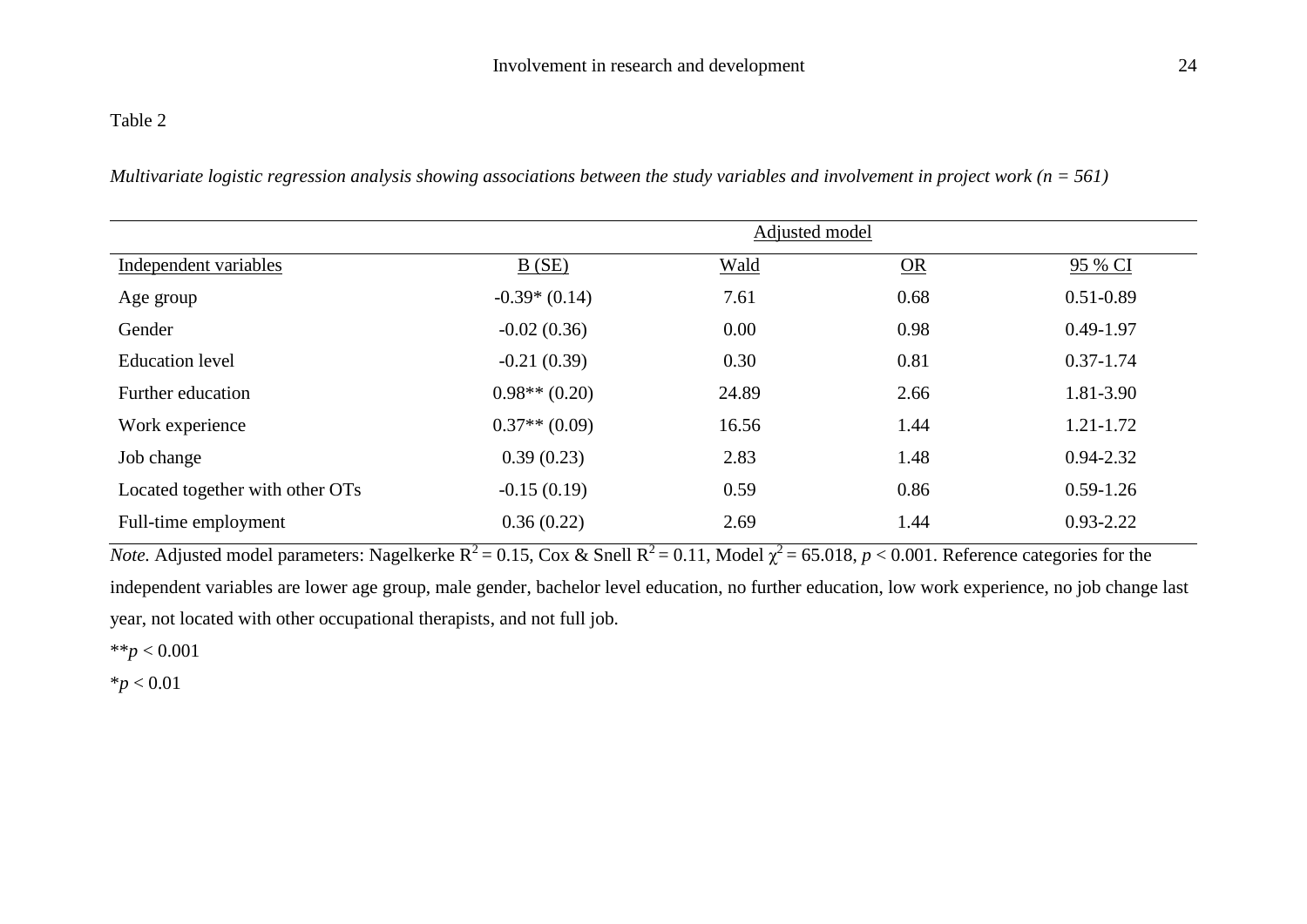Table 2

*Multivariate logistic regression analysis showing associations between the study variables and involvement in project work (n = 561)*

| | Adjusted model | | | |
|---|---|---|---|---|
| Independent variables | B (SE) | Wald | OR | 95 % CI |
| Age group | -0.39* (0.14) | 7.61 | 0.68 | 0.51-0.89 |
| Gender | -0.02 (0.36) | 0.00 | 0.98 | 0.49-1.97 |
| Education level | -0.21 (0.39) | 0.30 | 0.81 | 0.37-1.74 |
| Further education | 0.98** (0.20) | 24.89 | 2.66 | 1.81-3.90 |
| Work experience | 0.37** (0.09) | 16.56 | 1.44 | 1.21-1.72 |
| Job change | 0.39 (0.23) | 2.83 | 1.48 | 0.94-2.32 |
| Located together with other OTs | -0.15 (0.19) | 0.59 | 0.86 | 0.59-1.26 |
| Full-time employment | 0.36 (0.22) | 2.69 | 1.44 | 0.93-2.22 |

*Note.* Adjusted model parameters: Nagelkerke $R^2 = 0.15$, Cox & Snell $R^2 = 0.11$, Model $\chi^2 = 65.018$, $p < 0.001$. Reference categories for the independent variables are lower age group, male gender, bachelor level education, no further education, low work experience, no job change last year, not located with other occupational therapists, and not full job.

**$p < 0.001$

*$p < 0.01$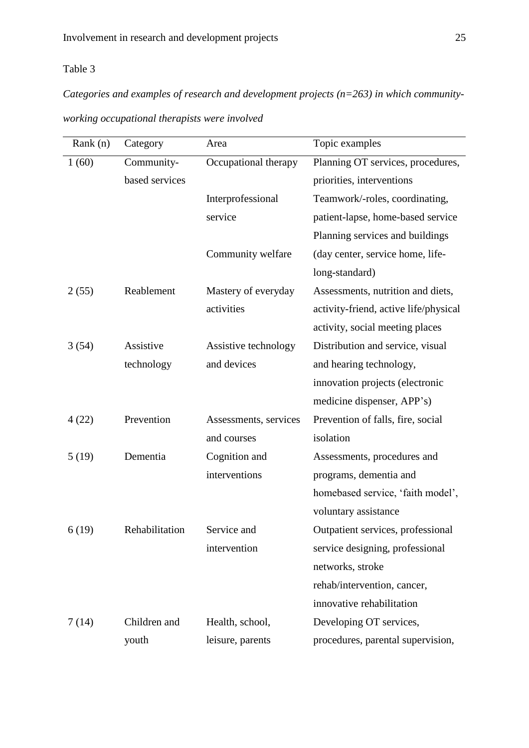Table 3

*Categories and examples of research and development projects (n=263) in which community-working occupational therapists were involved*

| Rank (n) | Category | Area | Topic examples |
|---|---|---|---|
| 1 (60) | Community-based services | Occupational therapy | Planning OT services, procedures, priorities, interventions |
| | | Interprofessional service | Teamwork/-roles, coordinating, patient-lapse, home-based service |
| | | Community welfare | Planning services and buildings (day center, service home, life-long-standard) |
| 2 (55) | Reablement | Mastery of everyday activities | Assessments, nutrition and diets, activity-friend, active life/physical activity, social meeting places |
| 3 (54) | Assistive technology | Assistive technology and devices | Distribution and service, visual and hearing technology, innovation projects (electronic medicine dispenser, APP's) |
| 4 (22) | Prevention | Assessments, services and courses | Prevention of falls, fire, social isolation |
| 5 (19) | Dementia | Cognition and interventions | Assessments, procedures and programs, dementia and homebased service, 'faith model', voluntary assistance |
| 6 (19) | Rehabilitation | Service and intervention | Outpatient services, professional service designing, professional networks, stroke rehab/intervention, cancer, innovative rehabilitation |
| 7 (14) | Children and youth | Health, school, leisure, parents | Developing OT services, procedures, parental supervision, |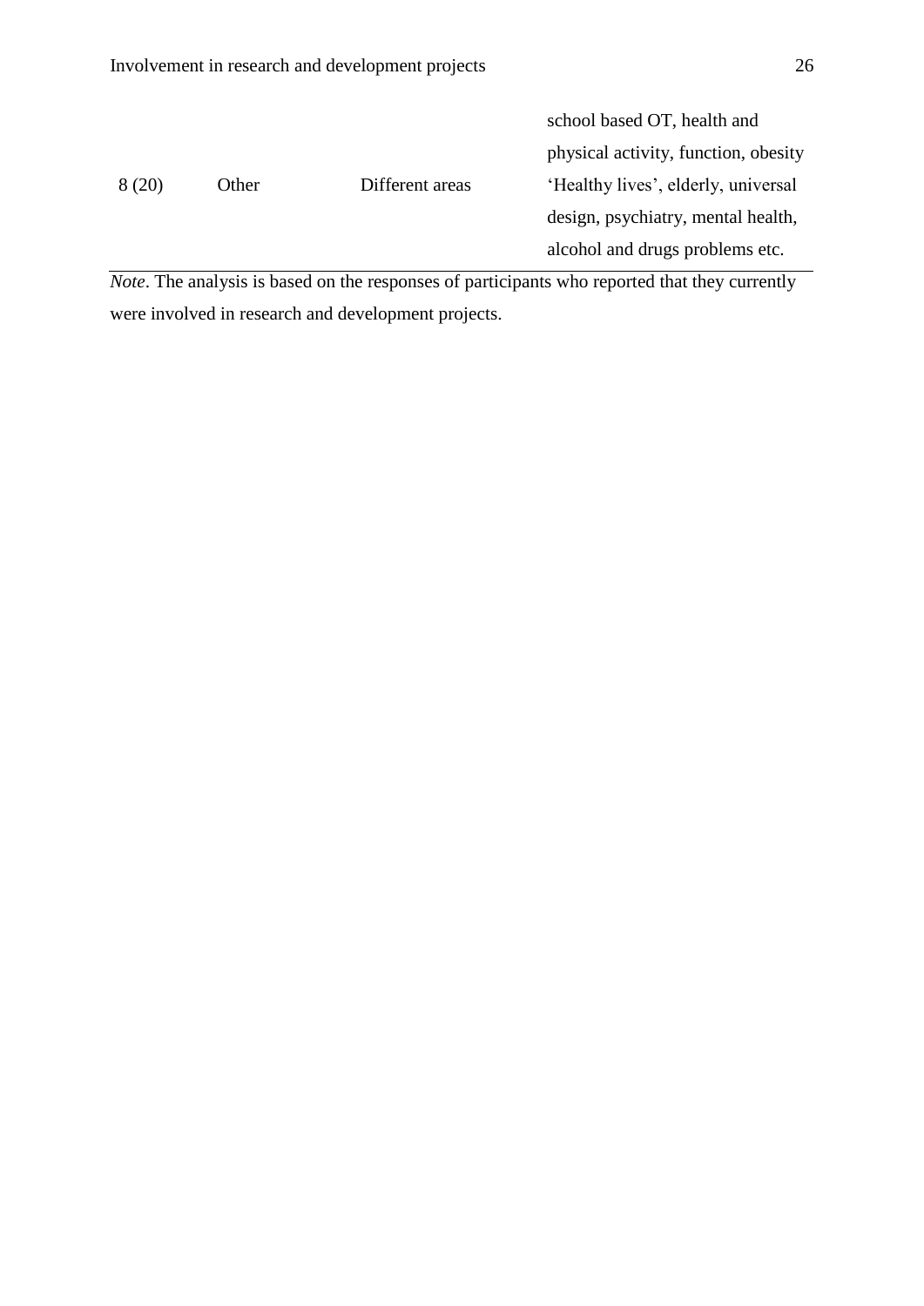| | | | |
|---|---|---|---|
| | | | school based OT, health and physical activity, function, obesity |
| 8 (20) | Other | Different areas | 'Healthy lives', elderly, universal design, psychiatry, mental health, alcohol and drugs problems etc. |

*Note*. The analysis is based on the responses of participants who reported that they currently were involved in research and development projects.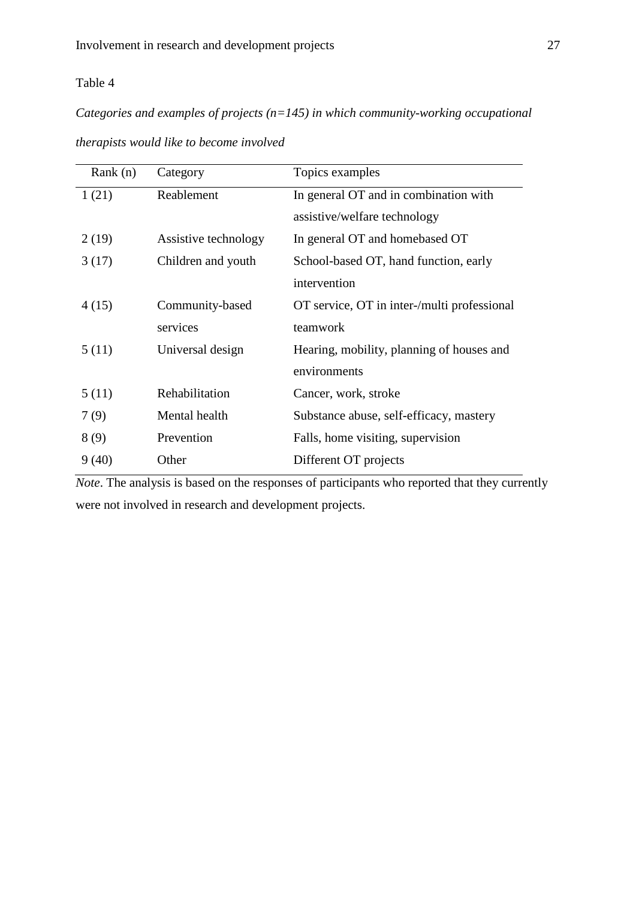Table 4

*Categories and examples of projects (n=145) in which community-working occupational therapists would like to become involved*

| Rank (n) | Category | Topics examples |
|---|---|---|
| 1 (21) | Reablement | In general OT and in combination with assistive/welfare technology |
| 2 (19) | Assistive technology | In general OT and homebased OT |
| 3 (17) | Children and youth | School-based OT, hand function, early intervention |
| 4 (15) | Community-based services | OT service, OT in inter-/multi professional teamwork |
| 5 (11) | Universal design | Hearing, mobility, planning of houses and environments |
| 5 (11) | Rehabilitation | Cancer, work, stroke |
| 7 (9) | Mental health | Substance abuse, self-efficacy, mastery |
| 8 (9) | Prevention | Falls, home visiting, supervision |
| 9 (40) | Other | Different OT projects |

*Note*. The analysis is based on the responses of participants who reported that they currently were not involved in research and development projects.